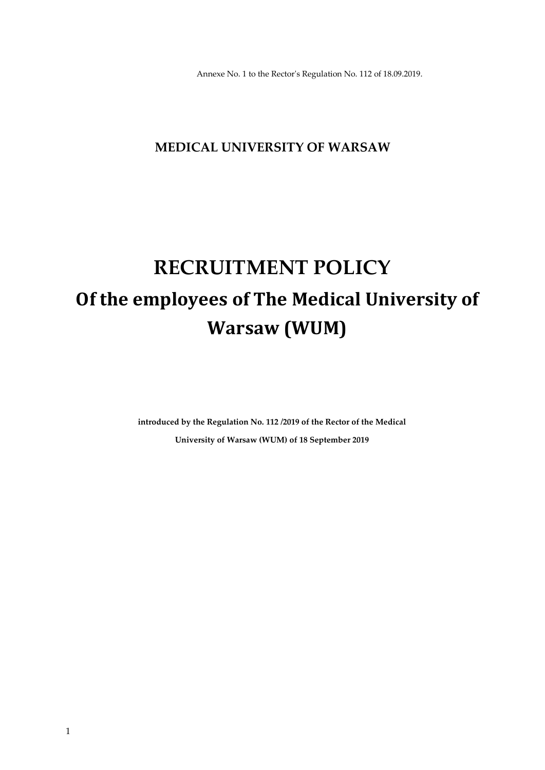Annexe No. 1 to the Rector's Regulation No. 112 of 18.09.2019.

**MEDICAL UNIVERSITY OF WARSAW**

# RECRUITMENT POLICY

## Of the employees of The Medical University of Warsaw (WUM)

**introduced by the Regulation No. 112 /2019 of the Rector of the Medical University of Warsaw (WUM) of 18 September 2019**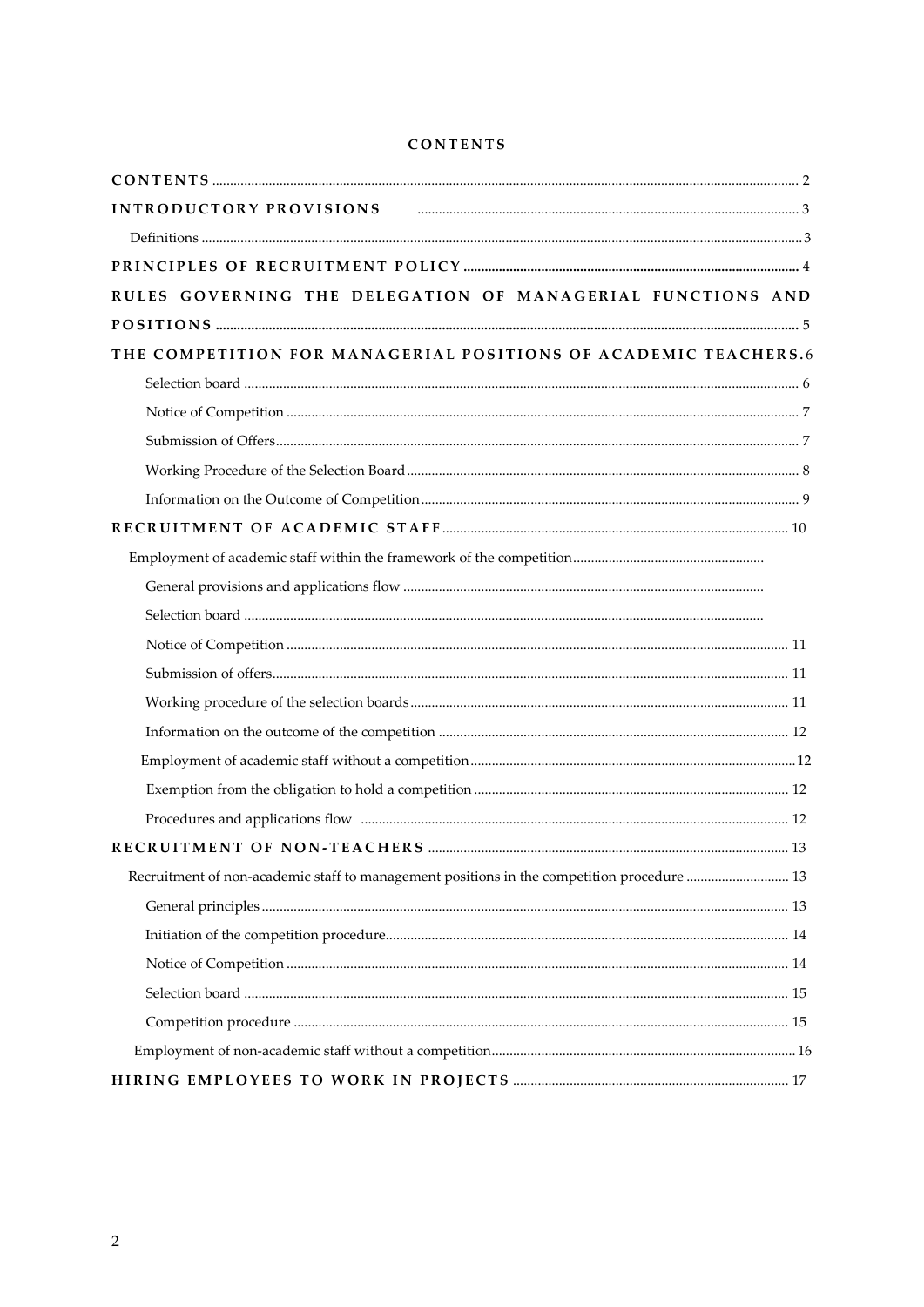# CONTENTS

CONTENTS ..... 2

INTRODUCTORY PROVISIONS ..... 3

- Definitions ..... 3

PRINCIPLES OF RECRUITMENT POLICY ..... 4

RULES GOVERNING THE DELEGATION OF MANAGERIAL FUNCTIONS AND POSITIONS ..... 5

THE COMPETITION FOR MANAGERIAL POSITIONS OF ACADEMIC TEACHERS. 6

- Selection board ..... 6
- Notice of Competition ..... 7
- Submission of Offers ..... 7
- Working Procedure of the Selection Board ..... 8
- Information on the Outcome of Competition ..... 9

RECRUITMENT OF ACADEMIC STAFF ..... 10

- Employment of academic staff within the framework of the competition .....
  - General provisions and applications flow .....
  - Selection board .....
  - Notice of Competition ..... 11
  - Submission of offers ..... 11
  - Working procedure of the selection boards ..... 11
  - Information on the outcome of the competition ..... 12
- Employment of academic staff without a competition ..... 12
  - Exemption from the obligation to hold a competition ..... 12
  - Procedures and applications flow ..... 12

RECRUITMENT OF NON-TEACHERS ..... 13

- Recruitment of non-academic staff to management positions in the competition procedure ..... 13
  - General principles ..... 13
  - Initiation of the competition procedure ..... 14
  - Notice of Competition ..... 14
  - Selection board ..... 15
  - Competition procedure ..... 15
- Employment of non-academic staff without a competition ..... 16

HIRING EMPLOYEES TO WORK IN PROJECTS ..... 17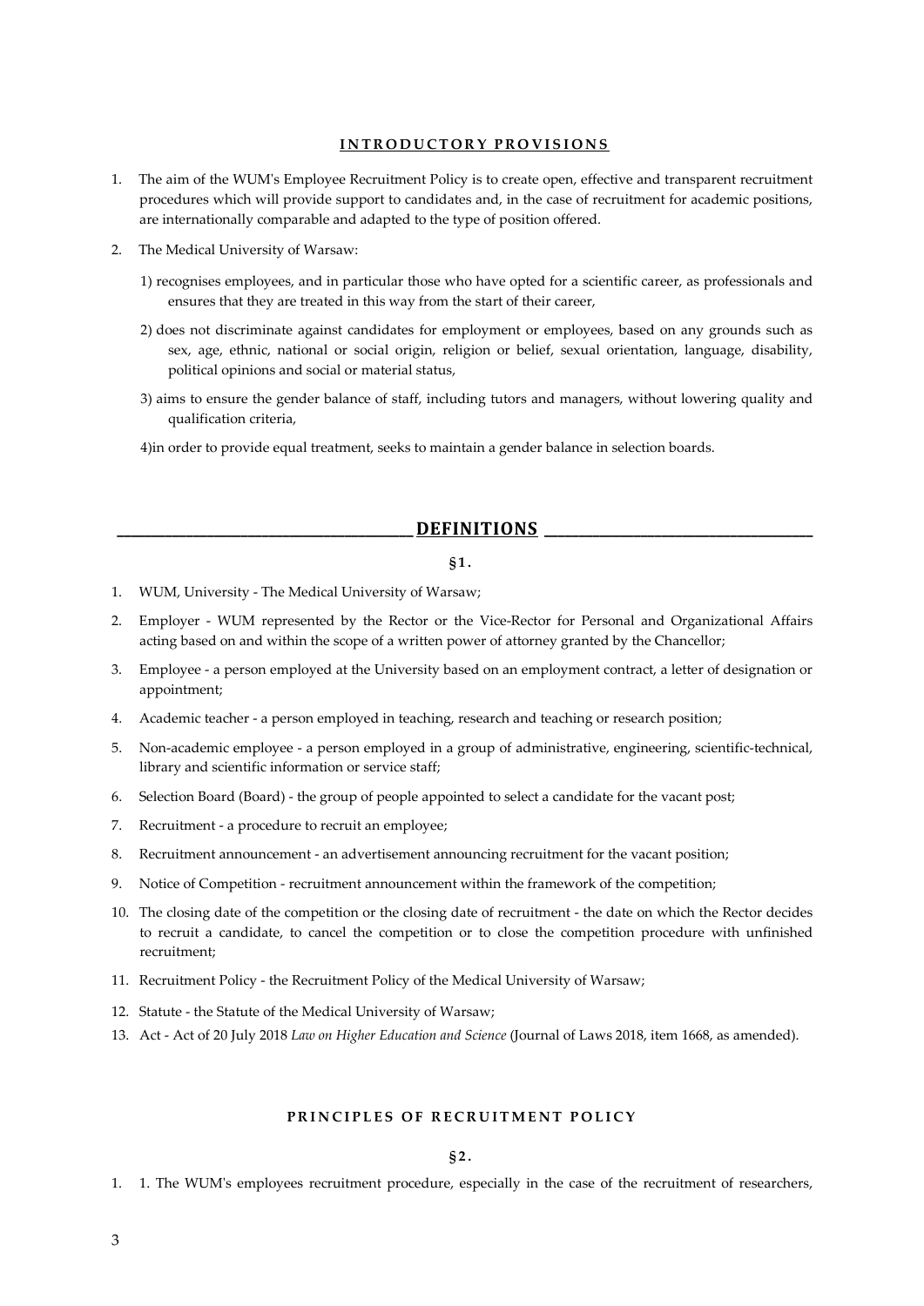## INTRODUCTORY PROVISIONS

1. The aim of the WUM's Employee Recruitment Policy is to create open, effective and transparent recruitment procedures which will provide support to candidates and, in the case of recruitment for academic positions, are internationally comparable and adapted to the type of position offered.
2. The Medical University of Warsaw:

   1) recognises employees, and in particular those who have opted for a scientific career, as professionals and ensures that they are treated in this way from the start of their career,

   2) does not discriminate against candidates for employment or employees, based on any grounds such as sex, age, ethnic, national or social origin, religion or belief, sexual orientation, language, disability, political opinions and social or material status,

   3) aims to ensure the gender balance of staff, including tutors and managers, without lowering quality and qualification criteria,

   4)in order to provide equal treatment, seeks to maintain a gender balance in selection boards.

## DEFINITIONS

**§1.**

1. WUM, University - The Medical University of Warsaw;
2. Employer - WUM represented by the Rector or the Vice-Rector for Personal and Organizational Affairs acting based on and within the scope of a written power of attorney granted by the Chancellor;
3. Employee - a person employed at the University based on an employment contract, a letter of designation or appointment;
4. Academic teacher - a person employed in teaching, research and teaching or research position;
5. Non-academic employee - a person employed in a group of administrative, engineering, scientific-technical, library and scientific information or service staff;
6. Selection Board (Board) - the group of people appointed to select a candidate for the vacant post;
7. Recruitment - a procedure to recruit an employee;
8. Recruitment announcement - an advertisement announcing recruitment for the vacant position;
9. Notice of Competition - recruitment announcement within the framework of the competition;
10. The closing date of the competition or the closing date of recruitment - the date on which the Rector decides to recruit a candidate, to cancel the competition or to close the competition procedure with unfinished recruitment;
11. Recruitment Policy - the Recruitment Policy of the Medical University of Warsaw;
12. Statute - the Statute of the Medical University of Warsaw;
13. Act - Act of 20 July 2018 *Law on Higher Education and Science* (Journal of Laws 2018, item 1668, as amended).

## PRINCIPLES OF RECRUITMENT POLICY

**§2.**

1. 1. The WUM's employees recruitment procedure, especially in the case of the recruitment of researchers,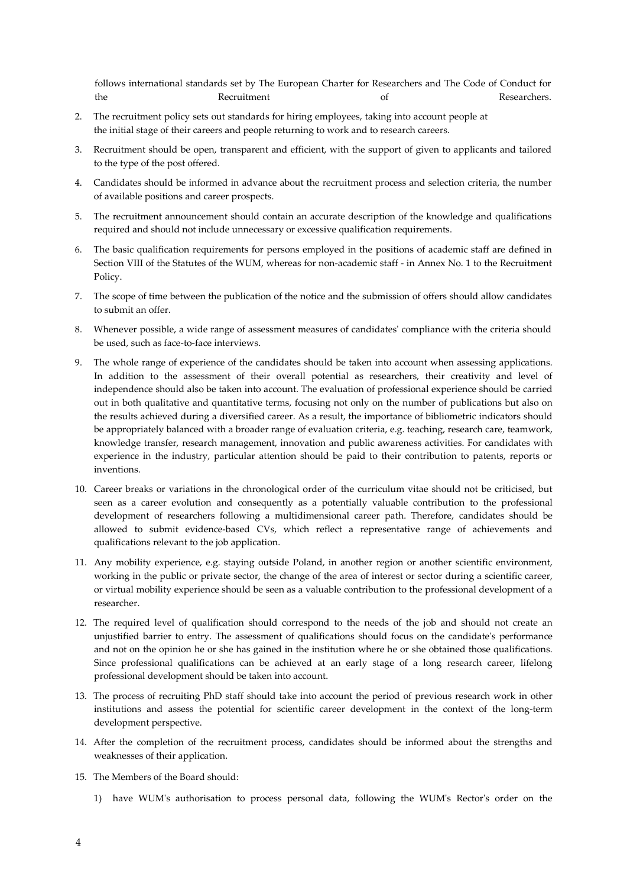follows international standards set by The European Charter for Researchers and The Code of Conduct for the Recruitment of Researchers.

2. The recruitment policy sets out standards for hiring employees, taking into account people at the initial stage of their careers and people returning to work and to research careers.
3. Recruitment should be open, transparent and efficient, with the support of given to applicants and tailored to the type of the post offered.
4. Candidates should be informed in advance about the recruitment process and selection criteria, the number of available positions and career prospects.
5. The recruitment announcement should contain an accurate description of the knowledge and qualifications required and should not include unnecessary or excessive qualification requirements.
6. The basic qualification requirements for persons employed in the positions of academic staff are defined in Section VIII of the Statutes of the WUM, whereas for non-academic staff - in Annex No. 1 to the Recruitment Policy.
7. The scope of time between the publication of the notice and the submission of offers should allow candidates to submit an offer.
8. Whenever possible, a wide range of assessment measures of candidates' compliance with the criteria should be used, such as face-to-face interviews.
9. The whole range of experience of the candidates should be taken into account when assessing applications. In addition to the assessment of their overall potential as researchers, their creativity and level of independence should also be taken into account. The evaluation of professional experience should be carried out in both qualitative and quantitative terms, focusing not only on the number of publications but also on the results achieved during a diversified career. As a result, the importance of bibliometric indicators should be appropriately balanced with a broader range of evaluation criteria, e.g. teaching, research care, teamwork, knowledge transfer, research management, innovation and public awareness activities. For candidates with experience in the industry, particular attention should be paid to their contribution to patents, reports or inventions.
10. Career breaks or variations in the chronological order of the curriculum vitae should not be criticised, but seen as a career evolution and consequently as a potentially valuable contribution to the professional development of researchers following a multidimensional career path. Therefore, candidates should be allowed to submit evidence-based CVs, which reflect a representative range of achievements and qualifications relevant to the job application.
11. Any mobility experience, e.g. staying outside Poland, in another region or another scientific environment, working in the public or private sector, the change of the area of interest or sector during a scientific career, or virtual mobility experience should be seen as a valuable contribution to the professional development of a researcher.
12. The required level of qualification should correspond to the needs of the job and should not create an unjustified barrier to entry. The assessment of qualifications should focus on the candidate's performance and not on the opinion he or she has gained in the institution where he or she obtained those qualifications. Since professional qualifications can be achieved at an early stage of a long research career, lifelong professional development should be taken into account.
13. The process of recruiting PhD staff should take into account the period of previous research work in other institutions and assess the potential for scientific career development in the context of the long-term development perspective.
14. After the completion of the recruitment process, candidates should be informed about the strengths and weaknesses of their application.
15. The Members of the Board should:
    1) have WUM's authorisation to process personal data, following the WUM's Rector's order on the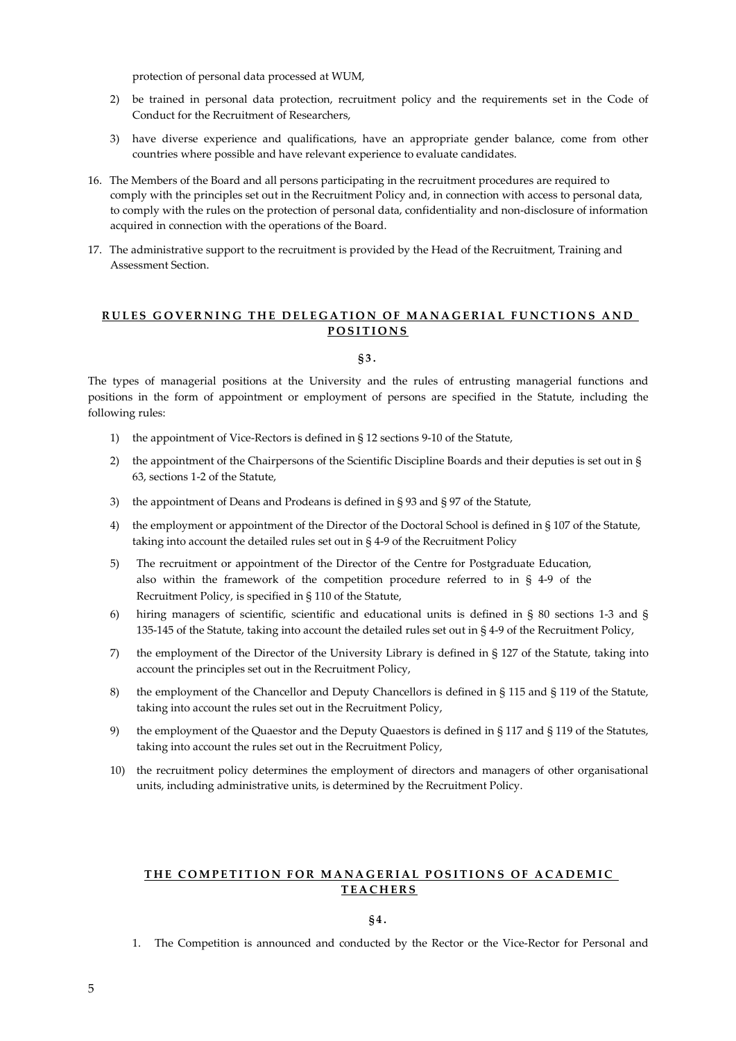protection of personal data processed at WUM,

2) be trained in personal data protection, recruitment policy and the requirements set in the Code of Conduct for the Recruitment of Researchers,

3) have diverse experience and qualifications, have an appropriate gender balance, come from other countries where possible and have relevant experience to evaluate candidates.

16. The Members of the Board and all persons participating in the recruitment procedures are required to comply with the principles set out in the Recruitment Policy and, in connection with access to personal data, to comply with the rules on the protection of personal data, confidentiality and non-disclosure of information acquired in connection with the operations of the Board.

17. The administrative support to the recruitment is provided by the Head of the Recruitment, Training and Assessment Section.

## RULES GOVERNING THE DELEGATION OF MANAGERIAL FUNCTIONS AND POSITIONS

### §3.

The types of managerial positions at the University and the rules of entrusting managerial functions and positions in the form of appointment or employment of persons are specified in the Statute, including the following rules:

1) the appointment of Vice-Rectors is defined in § 12 sections 9-10 of the Statute,
2) the appointment of the Chairpersons of the Scientific Discipline Boards and their deputies is set out in § 63, sections 1-2 of the Statute,
3) the appointment of Deans and Prodeans is defined in § 93 and § 97 of the Statute,
4) the employment or appointment of the Director of the Doctoral School is defined in § 107 of the Statute, taking into account the detailed rules set out in § 4-9 of the Recruitment Policy
5) The recruitment or appointment of the Director of the Centre for Postgraduate Education, also within the framework of the competition procedure referred to in § 4-9 of the Recruitment Policy, is specified in § 110 of the Statute,
6) hiring managers of scientific, scientific and educational units is defined in § 80 sections 1-3 and § 135-145 of the Statute, taking into account the detailed rules set out in § 4-9 of the Recruitment Policy,
7) the employment of the Director of the University Library is defined in § 127 of the Statute, taking into account the principles set out in the Recruitment Policy,
8) the employment of the Chancellor and Deputy Chancellors is defined in § 115 and § 119 of the Statute, taking into account the rules set out in the Recruitment Policy,
9) the employment of the Quaestor and the Deputy Quaestors is defined in § 117 and § 119 of the Statutes, taking into account the rules set out in the Recruitment Policy,
10) the recruitment policy determines the employment of directors and managers of other organisational units, including administrative units, is determined by the Recruitment Policy.

## THE COMPETITION FOR MANAGERIAL POSITIONS OF ACADEMIC TEACHERS

### §4.

1. The Competition is announced and conducted by the Rector or the Vice-Rector for Personal and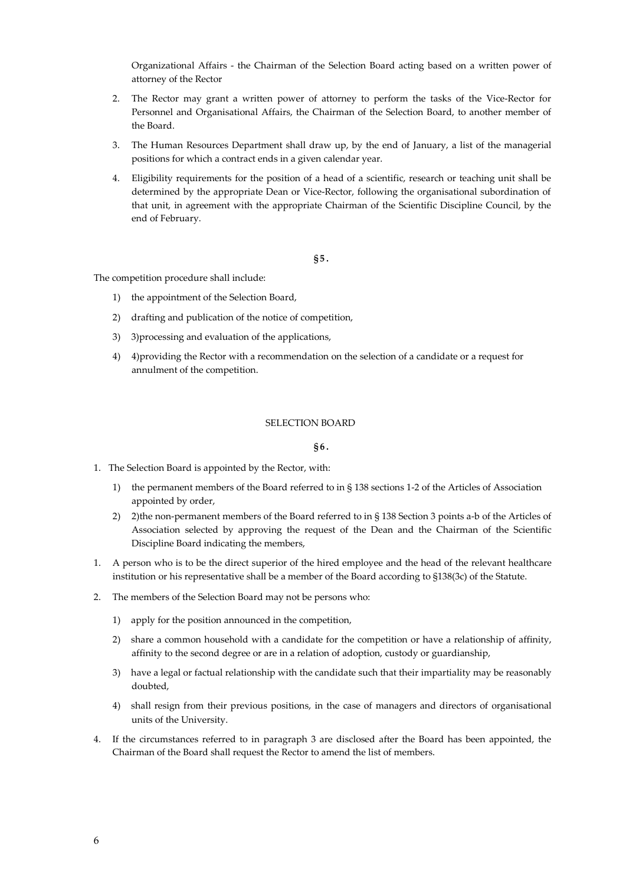Organizational Affairs - the Chairman of the Selection Board acting based on a written power of attorney of the Rector

2. The Rector may grant a written power of attorney to perform the tasks of the Vice-Rector for Personnel and Organisational Affairs, the Chairman of the Selection Board, to another member of the Board.
3. The Human Resources Department shall draw up, by the end of January, a list of the managerial positions for which a contract ends in a given calendar year.
4. Eligibility requirements for the position of a head of a scientific, research or teaching unit shall be determined by the appropriate Dean or Vice-Rector, following the organisational subordination of that unit, in agreement with the appropriate Chairman of the Scientific Discipline Council, by the end of February.

**§5.**

The competition procedure shall include:

1) the appointment of the Selection Board,
2) drafting and publication of the notice of competition,
3) 3)processing and evaluation of the applications,
4) 4)providing the Rector with a recommendation on the selection of a candidate or a request for annulment of the competition.

SELECTION BOARD

**§6.**

1. The Selection Board is appointed by the Rector, with:
   1) the permanent members of the Board referred to in § 138 sections 1-2 of the Articles of Association appointed by order,
   2) 2)the non-permanent members of the Board referred to in § 138 Section 3 points a-b of the Articles of Association selected by approving the request of the Dean and the Chairman of the Scientific Discipline Board indicating the members,
1. A person who is to be the direct superior of the hired employee and the head of the relevant healthcare institution or his representative shall be a member of the Board according to §138(3c) of the Statute.
2. The members of the Selection Board may not be persons who:
   1) apply for the position announced in the competition,
   2) share a common household with a candidate for the competition or have a relationship of affinity, affinity to the second degree or are in a relation of adoption, custody or guardianship,
   3) have a legal or factual relationship with the candidate such that their impartiality may be reasonably doubted,
   4) shall resign from their previous positions, in the case of managers and directors of organisational units of the University.
4. If the circumstances referred to in paragraph 3 are disclosed after the Board has been appointed, the Chairman of the Board shall request the Rector to amend the list of members.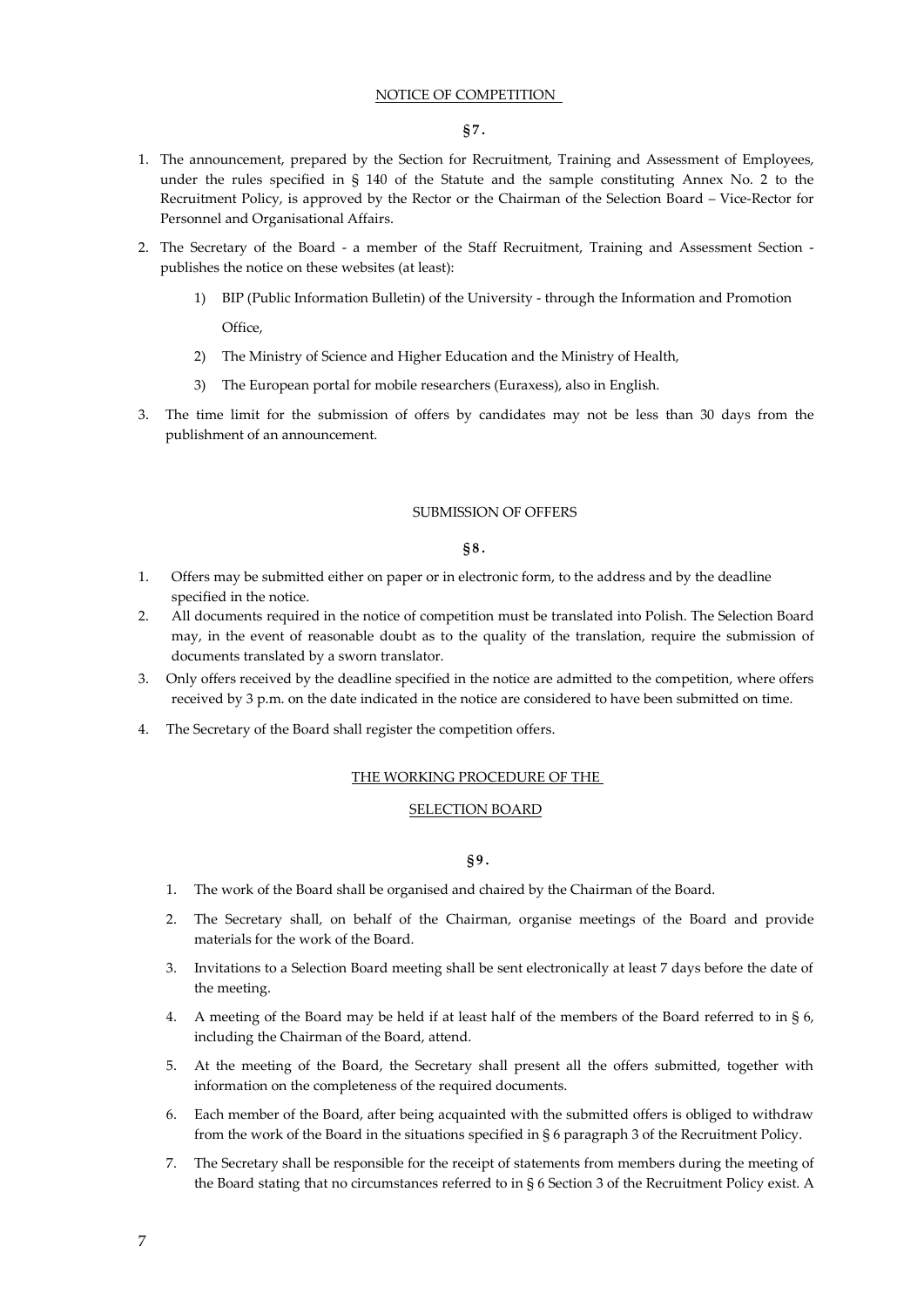## NOTICE OF COMPETITION

**§7.**

1. The announcement, prepared by the Section for Recruitment, Training and Assessment of Employees, under the rules specified in § 140 of the Statute and the sample constituting Annex No. 2 to the Recruitment Policy, is approved by the Rector or the Chairman of the Selection Board – Vice-Rector for Personnel and Organisational Affairs.
2. The Secretary of the Board - a member of the Staff Recruitment, Training and Assessment Section - publishes the notice on these websites (at least):
   1) BIP (Public Information Bulletin) of the University - through the Information and Promotion Office,
   2) The Ministry of Science and Higher Education and the Ministry of Health,
   3) The European portal for mobile researchers (Euraxess), also in English.
3. The time limit for the submission of offers by candidates may not be less than 30 days from the publishment of an announcement.

## SUBMISSION OF OFFERS

**§8.**

1. Offers may be submitted either on paper or in electronic form, to the address and by the deadline specified in the notice.
2. All documents required in the notice of competition must be translated into Polish. The Selection Board may, in the event of reasonable doubt as to the quality of the translation, require the submission of documents translated by a sworn translator.
3. Only offers received by the deadline specified in the notice are admitted to the competition, where offers received by 3 p.m. on the date indicated in the notice are considered to have been submitted on time.
4. The Secretary of the Board shall register the competition offers.

## THE WORKING PROCEDURE OF THE SELECTION BOARD

**§9.**

1. The work of the Board shall be organised and chaired by the Chairman of the Board.
2. The Secretary shall, on behalf of the Chairman, organise meetings of the Board and provide materials for the work of the Board.
3. Invitations to a Selection Board meeting shall be sent electronically at least 7 days before the date of the meeting.
4. A meeting of the Board may be held if at least half of the members of the Board referred to in § 6, including the Chairman of the Board, attend.
5. At the meeting of the Board, the Secretary shall present all the offers submitted, together with information on the completeness of the required documents.
6. Each member of the Board, after being acquainted with the submitted offers is obliged to withdraw from the work of the Board in the situations specified in § 6 paragraph 3 of the Recruitment Policy.
7. The Secretary shall be responsible for the receipt of statements from members during the meeting of the Board stating that no circumstances referred to in § 6 Section 3 of the Recruitment Policy exist. A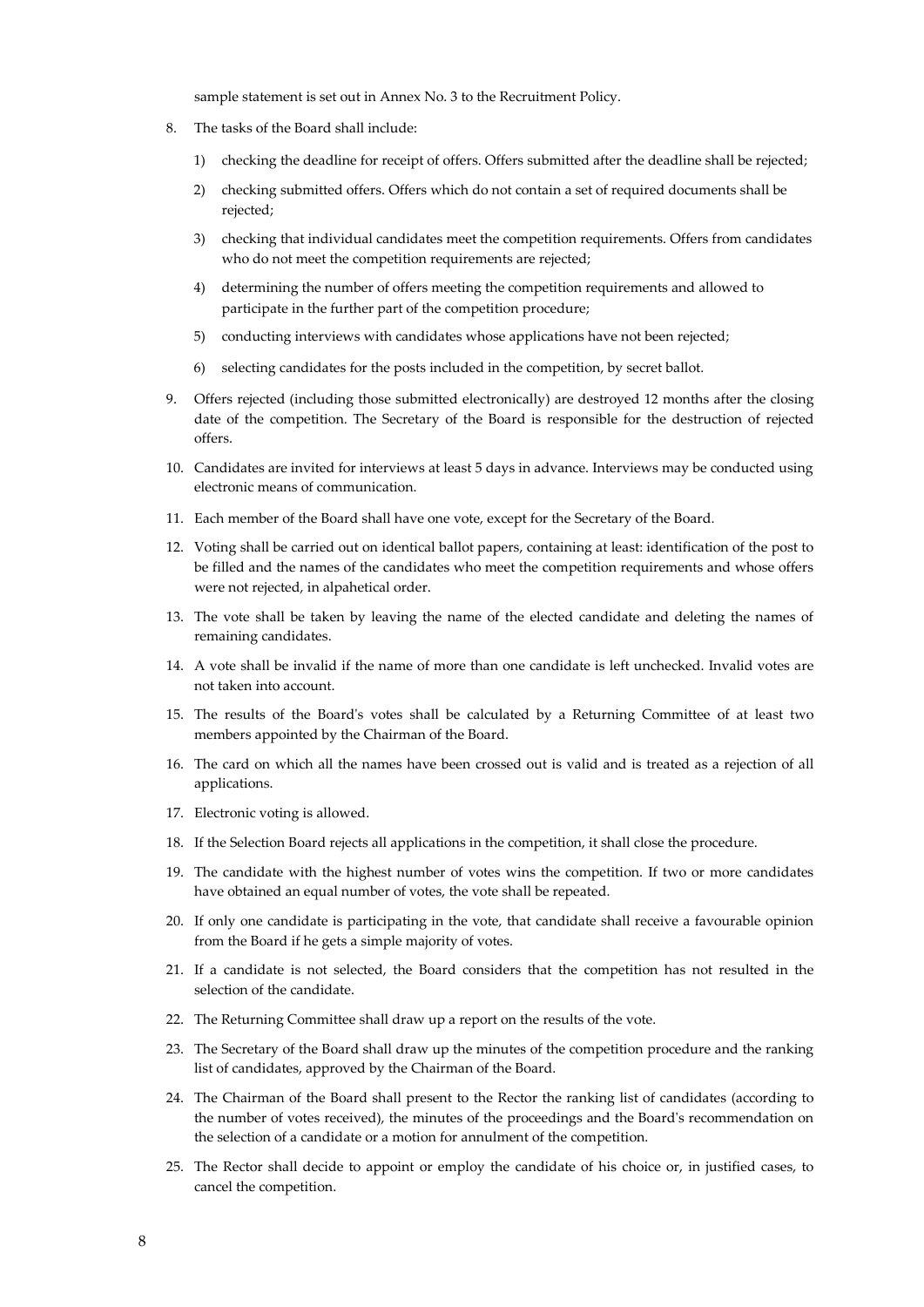sample statement is set out in Annex No. 3 to the Recruitment Policy.

8. The tasks of the Board shall include:
    1) checking the deadline for receipt of offers. Offers submitted after the deadline shall be rejected;
    2) checking submitted offers. Offers which do not contain a set of required documents shall be rejected;
    3) checking that individual candidates meet the competition requirements. Offers from candidates who do not meet the competition requirements are rejected;
    4) determining the number of offers meeting the competition requirements and allowed to participate in the further part of the competition procedure;
    5) conducting interviews with candidates whose applications have not been rejected;
    6) selecting candidates for the posts included in the competition, by secret ballot.
9. Offers rejected (including those submitted electronically) are destroyed 12 months after the closing date of the competition. The Secretary of the Board is responsible for the destruction of rejected offers.
10. Candidates are invited for interviews at least 5 days in advance. Interviews may be conducted using electronic means of communication.
11. Each member of the Board shall have one vote, except for the Secretary of the Board.
12. Voting shall be carried out on identical ballot papers, containing at least: identification of the post to be filled and the names of the candidates who meet the competition requirements and whose offers were not rejected, in alpahetical order.
13. The vote shall be taken by leaving the name of the elected candidate and deleting the names of remaining candidates.
14. A vote shall be invalid if the name of more than one candidate is left unchecked. Invalid votes are not taken into account.
15. The results of the Board's votes shall be calculated by a Returning Committee of at least two members appointed by the Chairman of the Board.
16. The card on which all the names have been crossed out is valid and is treated as a rejection of all applications.
17. Electronic voting is allowed.
18. If the Selection Board rejects all applications in the competition, it shall close the procedure.
19. The candidate with the highest number of votes wins the competition. If two or more candidates have obtained an equal number of votes, the vote shall be repeated.
20. If only one candidate is participating in the vote, that candidate shall receive a favourable opinion from the Board if he gets a simple majority of votes.
21. If a candidate is not selected, the Board considers that the competition has not resulted in the selection of the candidate.
22. The Returning Committee shall draw up a report on the results of the vote.
23. The Secretary of the Board shall draw up the minutes of the competition procedure and the ranking list of candidates, approved by the Chairman of the Board.
24. The Chairman of the Board shall present to the Rector the ranking list of candidates (according to the number of votes received), the minutes of the proceedings and the Board's recommendation on the selection of a candidate or a motion for annulment of the competition.
25. The Rector shall decide to appoint or employ the candidate of his choice or, in justified cases, to cancel the competition.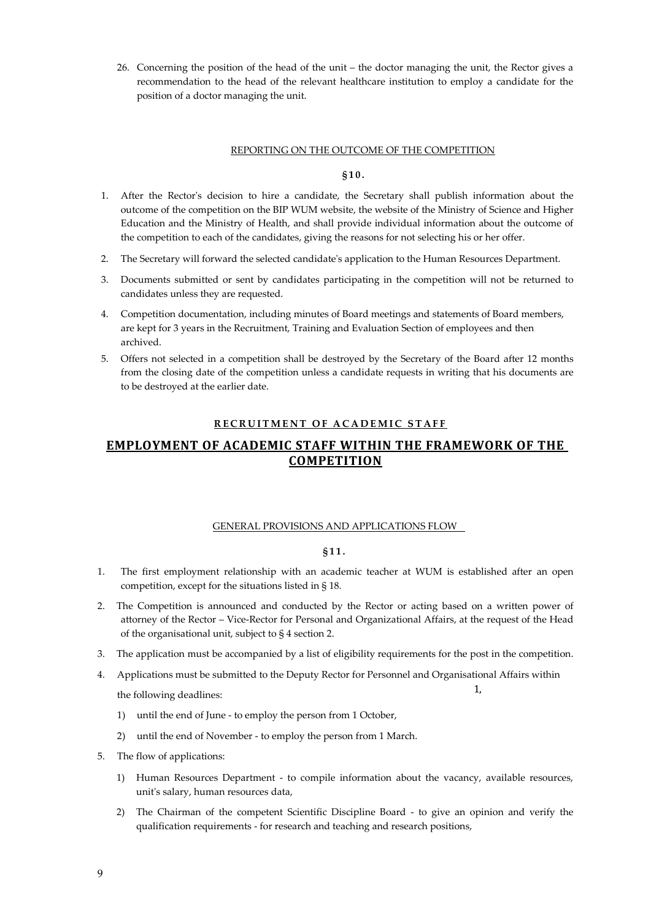26. Concerning the position of the head of the unit – the doctor managing the unit, the Rector gives a recommendation to the head of the relevant healthcare institution to employ a candidate for the position of a doctor managing the unit.

REPORTING ON THE OUTCOME OF THE COMPETITION

**§10.**

1. After the Rector's decision to hire a candidate, the Secretary shall publish information about the outcome of the competition on the BIP WUM website, the website of the Ministry of Science and Higher Education and the Ministry of Health, and shall provide individual information about the outcome of the competition to each of the candidates, giving the reasons for not selecting his or her offer.
2. The Secretary will forward the selected candidate's application to the Human Resources Department.
3. Documents submitted or sent by candidates participating in the competition will not be returned to candidates unless they are requested.
4. Competition documentation, including minutes of Board meetings and statements of Board members, are kept for 3 years in the Recruitment, Training and Evaluation Section of employees and then archived.
5. Offers not selected in a competition shall be destroyed by the Secretary of the Board after 12 months from the closing date of the competition unless a candidate requests in writing that his documents are to be destroyed at the earlier date.

**RECRUITMENT OF ACADEMIC STAFF**

## EMPLOYMENT OF ACADEMIC STAFF WITHIN THE FRAMEWORK OF THE COMPETITION

GENERAL PROVISIONS AND APPLICATIONS FLOW

**§11.**

1. The first employment relationship with an academic teacher at WUM is established after an open competition, except for the situations listed in § 18.
2. The Competition is announced and conducted by the Rector or acting based on a written power of attorney of the Rector – Vice-Rector for Personal and Organizational Affairs, at the request of the Head of the organisational unit, subject to § 4 section 2.
3. The application must be accompanied by a list of eligibility requirements for the post in the competition.
4. Applications must be submitted to the Deputy Rector for Personnel and Organisational Affairs within the following deadlines: 1,
   1) until the end of June - to employ the person from 1 October,
   2) until the end of November - to employ the person from 1 March.
5. The flow of applications:
   1) Human Resources Department - to compile information about the vacancy, available resources, unit's salary, human resources data,
   2) The Chairman of the competent Scientific Discipline Board - to give an opinion and verify the qualification requirements - for research and teaching and research positions,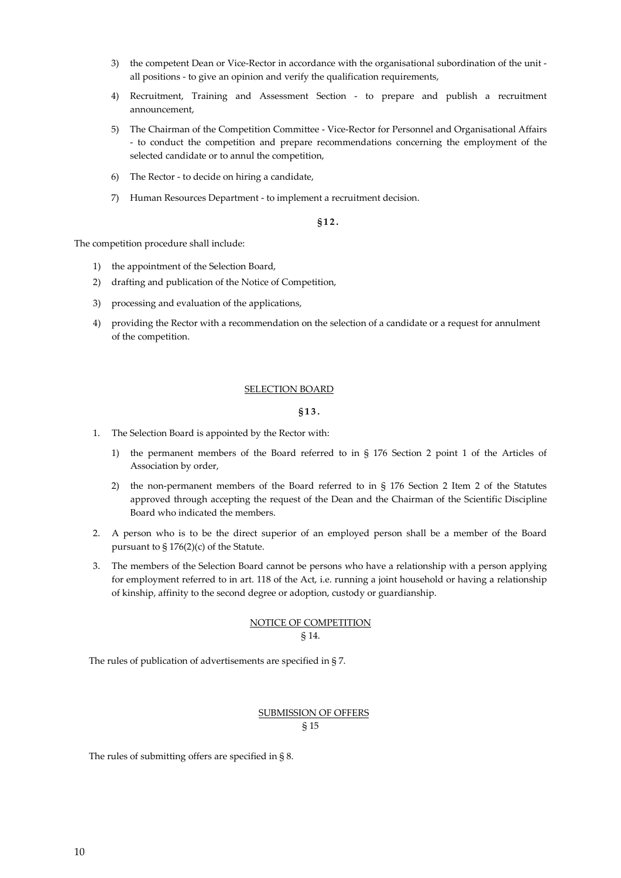3) the competent Dean or Vice-Rector in accordance with the organisational subordination of the unit - all positions - to give an opinion and verify the qualification requirements,
4) Recruitment, Training and Assessment Section - to prepare and publish a recruitment announcement,
5) The Chairman of the Competition Committee - Vice-Rector for Personnel and Organisational Affairs - to conduct the competition and prepare recommendations concerning the employment of the selected candidate or to annul the competition,
6) The Rector - to decide on hiring a candidate,
7) Human Resources Department - to implement a recruitment decision.

**§12.**

The competition procedure shall include:

1) the appointment of the Selection Board,
2) drafting and publication of the Notice of Competition,
3) processing and evaluation of the applications,
4) providing the Rector with a recommendation on the selection of a candidate or a request for annulment of the competition.

## SELECTION BOARD

**§13.**

1. The Selection Board is appointed by the Rector with:
   1) the permanent members of the Board referred to in § 176 Section 2 point 1 of the Articles of Association by order,
   2) the non-permanent members of the Board referred to in § 176 Section 2 Item 2 of the Statutes approved through accepting the request of the Dean and the Chairman of the Scientific Discipline Board who indicated the members.
2. A person who is to be the direct superior of an employed person shall be a member of the Board pursuant to § 176(2)(c) of the Statute.
3. The members of the Selection Board cannot be persons who have a relationship with a person applying for employment referred to in art. 118 of the Act, i.e. running a joint household or having a relationship of kinship, affinity to the second degree or adoption, custody or guardianship.

## NOTICE OF COMPETITION

§ 14.

The rules of publication of advertisements are specified in § 7.

## SUBMISSION OF OFFERS

§ 15

The rules of submitting offers are specified in § 8.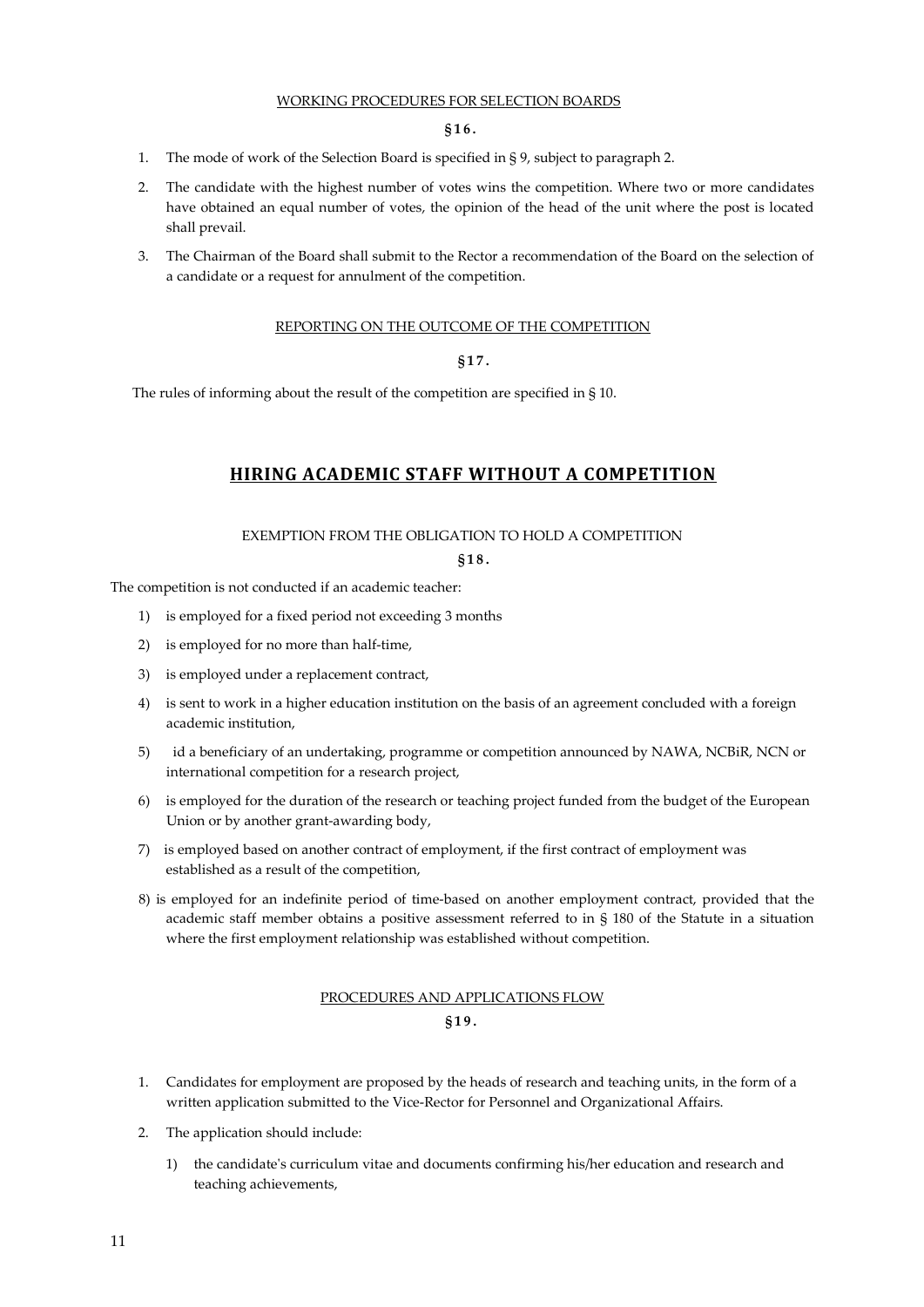WORKING PROCEDURES FOR SELECTION BOARDS

**§16.**

1. The mode of work of the Selection Board is specified in § 9, subject to paragraph 2.
2. The candidate with the highest number of votes wins the competition. Where two or more candidates have obtained an equal number of votes, the opinion of the head of the unit where the post is located shall prevail.
3. The Chairman of the Board shall submit to the Rector a recommendation of the Board on the selection of a candidate or a request for annulment of the competition.

REPORTING ON THE OUTCOME OF THE COMPETITION

**§17.**

The rules of informing about the result of the competition are specified in § 10.

## HIRING ACADEMIC STAFF WITHOUT A COMPETITION

EXEMPTION FROM THE OBLIGATION TO HOLD A COMPETITION

**§18.**

The competition is not conducted if an academic teacher:

1) is employed for a fixed period not exceeding 3 months
2) is employed for no more than half-time,
3) is employed under a replacement contract,
4) is sent to work in a higher education institution on the basis of an agreement concluded with a foreign academic institution,
5) id a beneficiary of an undertaking, programme or competition announced by NAWA, NCBiR, NCN or international competition for a research project,
6) is employed for the duration of the research or teaching project funded from the budget of the European Union or by another grant-awarding body,
7) is employed based on another contract of employment, if the first contract of employment was established as a result of the competition,
8) is employed for an indefinite period of time-based on another employment contract, provided that the academic staff member obtains a positive assessment referred to in § 180 of the Statute in a situation where the first employment relationship was established without competition.

PROCEDURES AND APPLICATIONS FLOW

**§19.**

1. Candidates for employment are proposed by the heads of research and teaching units, in the form of a written application submitted to the Vice-Rector for Personnel and Organizational Affairs.
2. The application should include:
   1) the candidate's curriculum vitae and documents confirming his/her education and research and teaching achievements,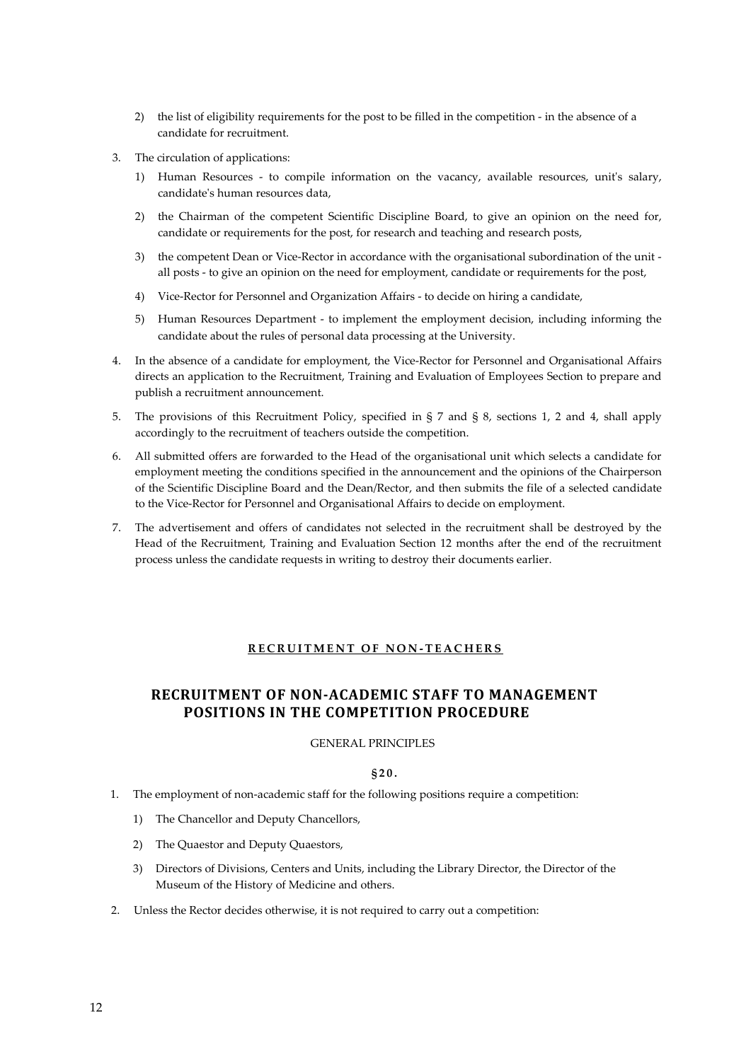2) the list of eligibility requirements for the post to be filled in the competition - in the absence of a candidate for recruitment.

3. The circulation of applications:

   1) Human Resources - to compile information on the vacancy, available resources, unit's salary, candidate's human resources data,

   2) the Chairman of the competent Scientific Discipline Board, to give an opinion on the need for, candidate or requirements for the post, for research and teaching and research posts,

   3) the competent Dean or Vice-Rector in accordance with the organisational subordination of the unit - all posts - to give an opinion on the need for employment, candidate or requirements for the post,

   4) Vice-Rector for Personnel and Organization Affairs - to decide on hiring a candidate,

   5) Human Resources Department - to implement the employment decision, including informing the candidate about the rules of personal data processing at the University.

4. In the absence of a candidate for employment, the Vice-Rector for Personnel and Organisational Affairs directs an application to the Recruitment, Training and Evaluation of Employees Section to prepare and publish a recruitment announcement.

5. The provisions of this Recruitment Policy, specified in § 7 and § 8, sections 1, 2 and 4, shall apply accordingly to the recruitment of teachers outside the competition.

6. All submitted offers are forwarded to the Head of the organisational unit which selects a candidate for employment meeting the conditions specified in the announcement and the opinions of the Chairperson of the Scientific Discipline Board and the Dean/Rector, and then submits the file of a selected candidate to the Vice-Rector for Personnel and Organisational Affairs to decide on employment.

7. The advertisement and offers of candidates not selected in the recruitment shall be destroyed by the Head of the Recruitment, Training and Evaluation Section 12 months after the end of the recruitment process unless the candidate requests in writing to destroy their documents earlier.

## RECRUITMENT OF NON-TEACHERS

## RECRUITMENT OF NON-ACADEMIC STAFF TO MANAGEMENT POSITIONS IN THE COMPETITION PROCEDURE

### GENERAL PRINCIPLES

### §20.

1. The employment of non-academic staff for the following positions require a competition:

   1) The Chancellor and Deputy Chancellors,

   2) The Quaestor and Deputy Quaestors,

   3) Directors of Divisions, Centers and Units, including the Library Director, the Director of the Museum of the History of Medicine and others.

2. Unless the Rector decides otherwise, it is not required to carry out a competition: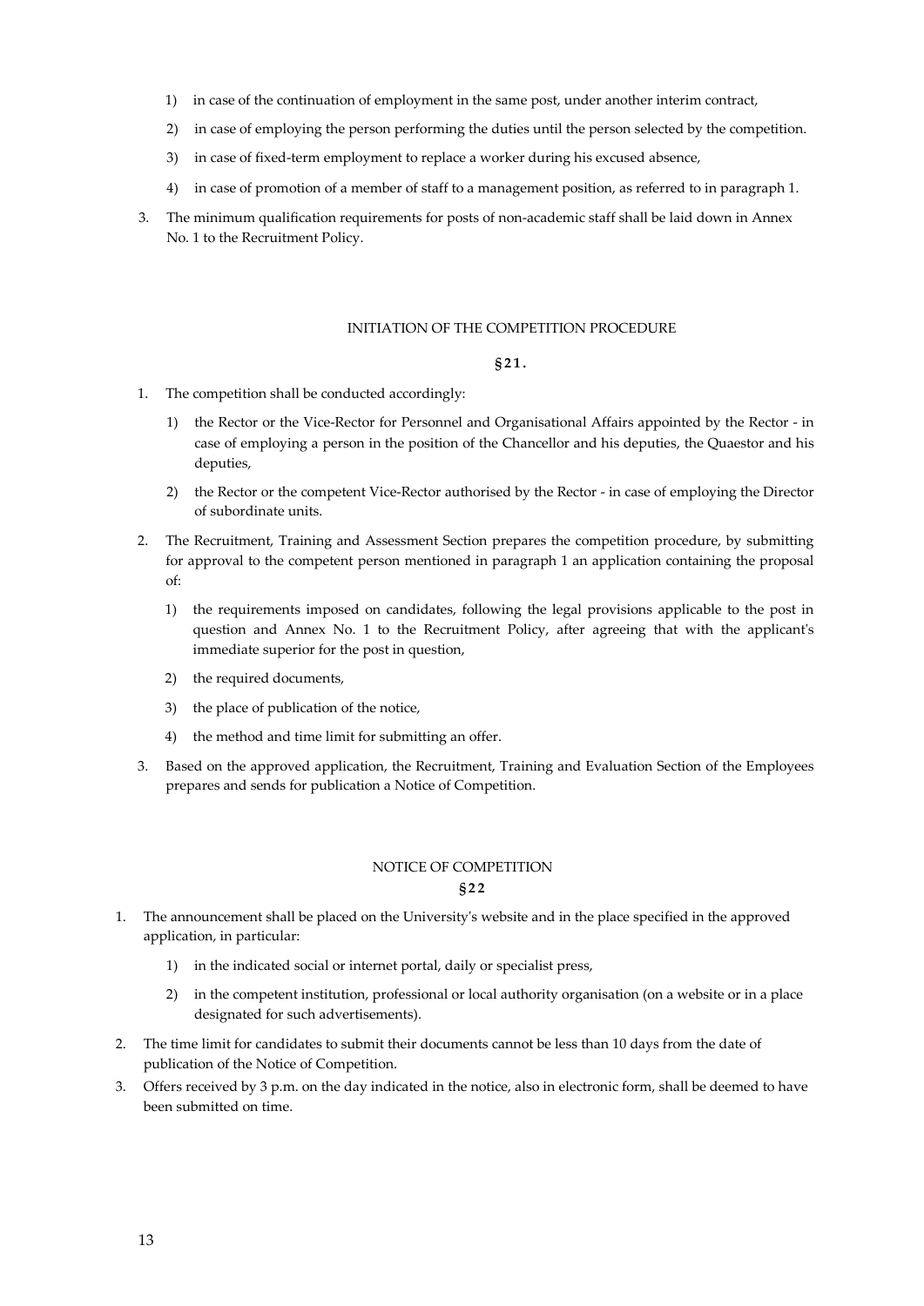1) in case of the continuation of employment in the same post, under another interim contract,
2) in case of employing the person performing the duties until the person selected by the competition.
3) in case of fixed-term employment to replace a worker during his excused absence,
4) in case of promotion of a member of staff to a management position, as referred to in paragraph 1.

3. The minimum qualification requirements for posts of non-academic staff shall be laid down in Annex No. 1 to the Recruitment Policy.

## INITIATION OF THE COMPETITION PROCEDURE

### §21.

1. The competition shall be conducted accordingly:
   1) the Rector or the Vice-Rector for Personnel and Organisational Affairs appointed by the Rector - in case of employing a person in the position of the Chancellor and his deputies, the Quaestor and his deputies,
   2) the Rector or the competent Vice-Rector authorised by the Rector - in case of employing the Director of subordinate units.
2. The Recruitment, Training and Assessment Section prepares the competition procedure, by submitting for approval to the competent person mentioned in paragraph 1 an application containing the proposal of:
   1) the requirements imposed on candidates, following the legal provisions applicable to the post in question and Annex No. 1 to the Recruitment Policy, after agreeing that with the applicant's immediate superior for the post in question,
   2) the required documents,
   3) the place of publication of the notice,
   4) the method and time limit for submitting an offer.
3. Based on the approved application, the Recruitment, Training and Evaluation Section of the Employees prepares and sends for publication a Notice of Competition.

## NOTICE OF COMPETITION

### §22

1. The announcement shall be placed on the University's website and in the place specified in the approved application, in particular:
   1) in the indicated social or internet portal, daily or specialist press,
   2) in the competent institution, professional or local authority organisation (on a website or in a place designated for such advertisements).
2. The time limit for candidates to submit their documents cannot be less than 10 days from the date of publication of the Notice of Competition.
3. Offers received by 3 p.m. on the day indicated in the notice, also in electronic form, shall be deemed to have been submitted on time.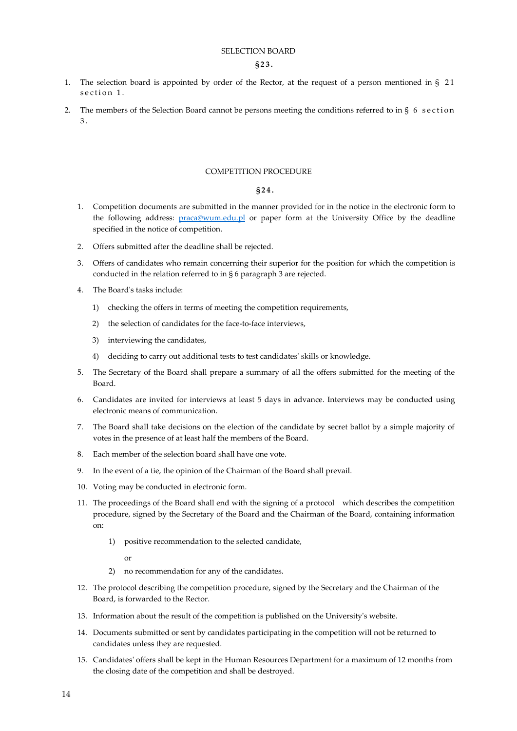## SELECTION BOARD

### §23.

1. The selection board is appointed by order of the Rector, at the request of a person mentioned in § 21 section 1.
2. The members of the Selection Board cannot be persons meeting the conditions referred to in § 6 section 3.

## COMPETITION PROCEDURE

### §24.

1. Competition documents are submitted in the manner provided for in the notice in the electronic form to the following address: [praca@wum.edu.pl](mailto:praca@wum.edu.pl) or paper form at the University Office by the deadline specified in the notice of competition.
2. Offers submitted after the deadline shall be rejected.
3. Offers of candidates who remain concerning their superior for the position for which the competition is conducted in the relation referred to in § 6 paragraph 3 are rejected.
4. The Board's tasks include:
   1) checking the offers in terms of meeting the competition requirements,
   2) the selection of candidates for the face-to-face interviews,
   3) interviewing the candidates,
   4) deciding to carry out additional tests to test candidates' skills or knowledge.
5. The Secretary of the Board shall prepare a summary of all the offers submitted for the meeting of the Board.
6. Candidates are invited for interviews at least 5 days in advance. Interviews may be conducted using electronic means of communication.
7. The Board shall take decisions on the election of the candidate by secret ballot by a simple majority of votes in the presence of at least half the members of the Board.
8. Each member of the selection board shall have one vote.
9. In the event of a tie, the opinion of the Chairman of the Board shall prevail.
10. Voting may be conducted in electronic form.
11. The proceedings of the Board shall end with the signing of a protocol which describes the competition procedure, signed by the Secretary of the Board and the Chairman of the Board, containing information on:
    1) positive recommendation to the selected candidate,

       or

    2) no recommendation for any of the candidates.
12. The protocol describing the competition procedure, signed by the Secretary and the Chairman of the Board, is forwarded to the Rector.
13. Information about the result of the competition is published on the University's website.
14. Documents submitted or sent by candidates participating in the competition will not be returned to candidates unless they are requested.
15. Candidates' offers shall be kept in the Human Resources Department for a maximum of 12 months from the closing date of the competition and shall be destroyed.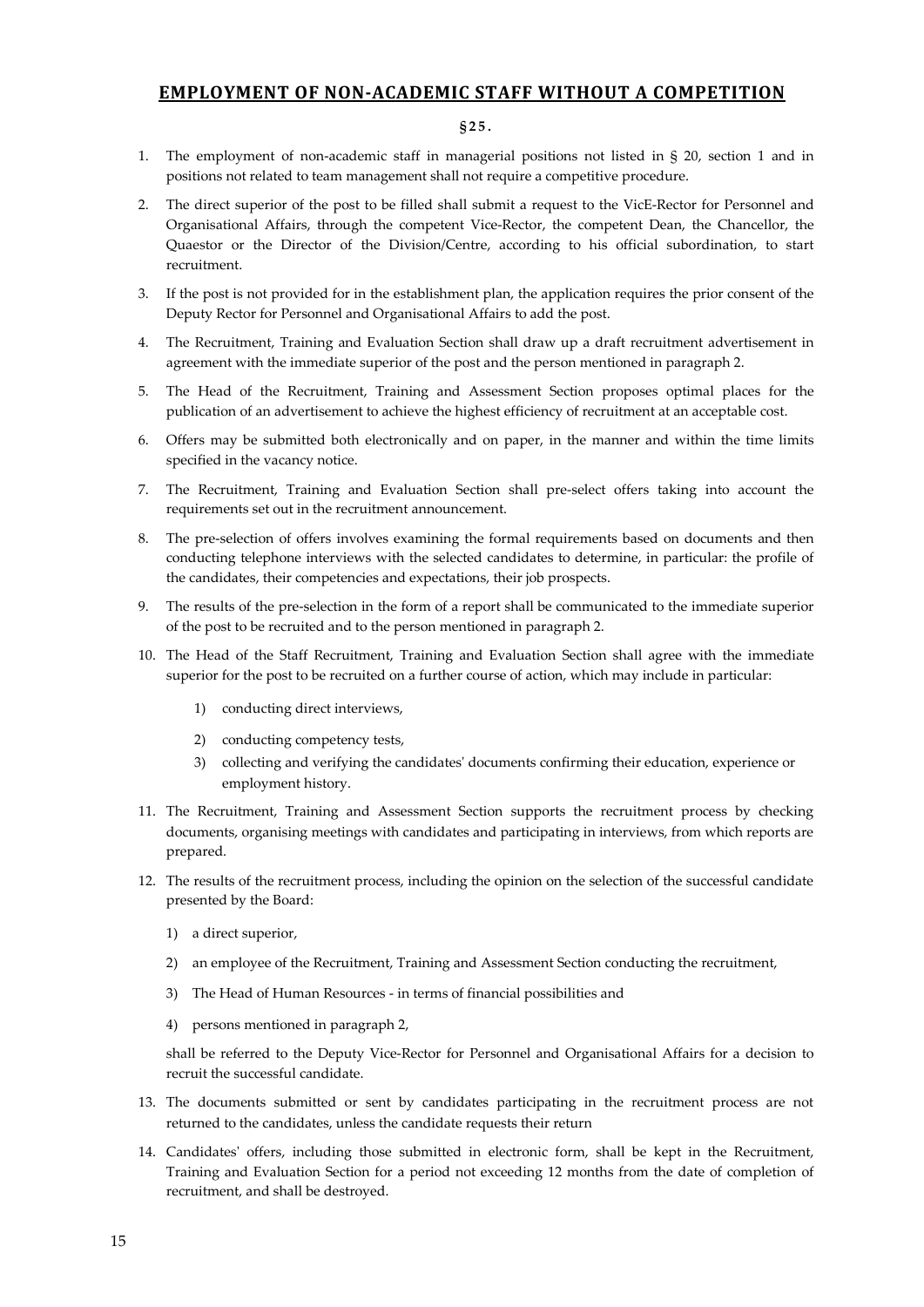## EMPLOYMENT OF NON-ACADEMIC STAFF WITHOUT A COMPETITION

§25.

1. The employment of non-academic staff in managerial positions not listed in § 20, section 1 and in positions not related to team management shall not require a competitive procedure.
2. The direct superior of the post to be filled shall submit a request to the VicE-Rector for Personnel and Organisational Affairs, through the competent Vice-Rector, the competent Dean, the Chancellor, the Quaestor or the Director of the Division/Centre, according to his official subordination, to start recruitment.
3. If the post is not provided for in the establishment plan, the application requires the prior consent of the Deputy Rector for Personnel and Organisational Affairs to add the post.
4. The Recruitment, Training and Evaluation Section shall draw up a draft recruitment advertisement in agreement with the immediate superior of the post and the person mentioned in paragraph 2.
5. The Head of the Recruitment, Training and Assessment Section proposes optimal places for the publication of an advertisement to achieve the highest efficiency of recruitment at an acceptable cost.
6. Offers may be submitted both electronically and on paper, in the manner and within the time limits specified in the vacancy notice.
7. The Recruitment, Training and Evaluation Section shall pre-select offers taking into account the requirements set out in the recruitment announcement.
8. The pre-selection of offers involves examining the formal requirements based on documents and then conducting telephone interviews with the selected candidates to determine, in particular: the profile of the candidates, their competencies and expectations, their job prospects.
9. The results of the pre-selection in the form of a report shall be communicated to the immediate superior of the post to be recruited and to the person mentioned in paragraph 2.
10. The Head of the Staff Recruitment, Training and Evaluation Section shall agree with the immediate superior for the post to be recruited on a further course of action, which may include in particular:
    1) conducting direct interviews,
    2) conducting competency tests,
    3) collecting and verifying the candidates' documents confirming their education, experience or employment history.
11. The Recruitment, Training and Assessment Section supports the recruitment process by checking documents, organising meetings with candidates and participating in interviews, from which reports are prepared.
12. The results of the recruitment process, including the opinion on the selection of the successful candidate presented by the Board:
    1) a direct superior,
    2) an employee of the Recruitment, Training and Assessment Section conducting the recruitment,
    3) The Head of Human Resources - in terms of financial possibilities and
    4) persons mentioned in paragraph 2,

    shall be referred to the Deputy Vice-Rector for Personnel and Organisational Affairs for a decision to recruit the successful candidate.
13. The documents submitted or sent by candidates participating in the recruitment process are not returned to the candidates, unless the candidate requests their return
14. Candidates' offers, including those submitted in electronic form, shall be kept in the Recruitment, Training and Evaluation Section for a period not exceeding 12 months from the date of completion of recruitment, and shall be destroyed.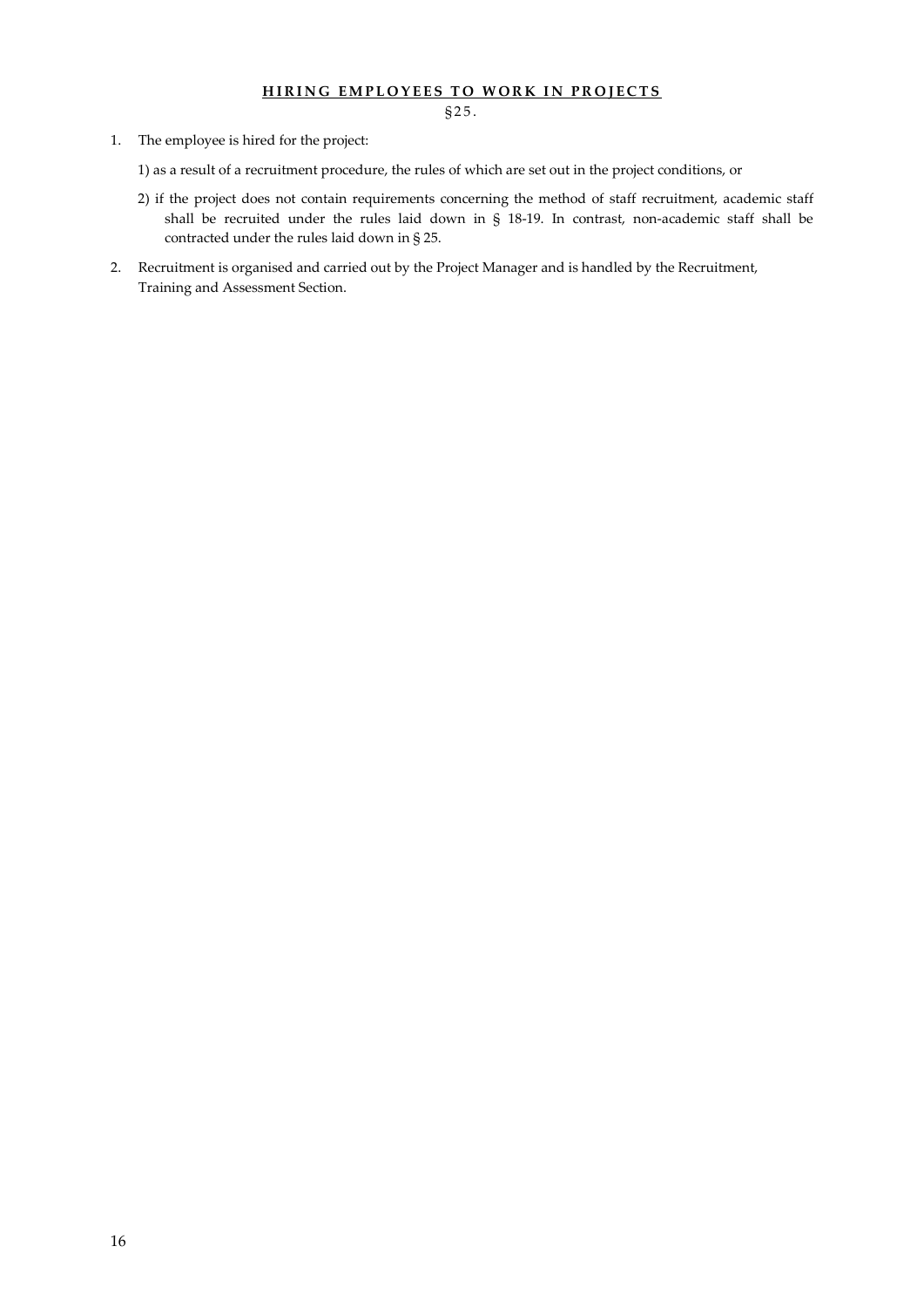## HIRING EMPLOYEES TO WORK IN PROJECTS

§25.

1. The employee is hired for the project:

   1) as a result of a recruitment procedure, the rules of which are set out in the project conditions, or

   2) if the project does not contain requirements concerning the method of staff recruitment, academic staff shall be recruited under the rules laid down in § 18-19. In contrast, non-academic staff shall be contracted under the rules laid down in § 25.

2. Recruitment is organised and carried out by the Project Manager and is handled by the Recruitment, Training and Assessment Section.